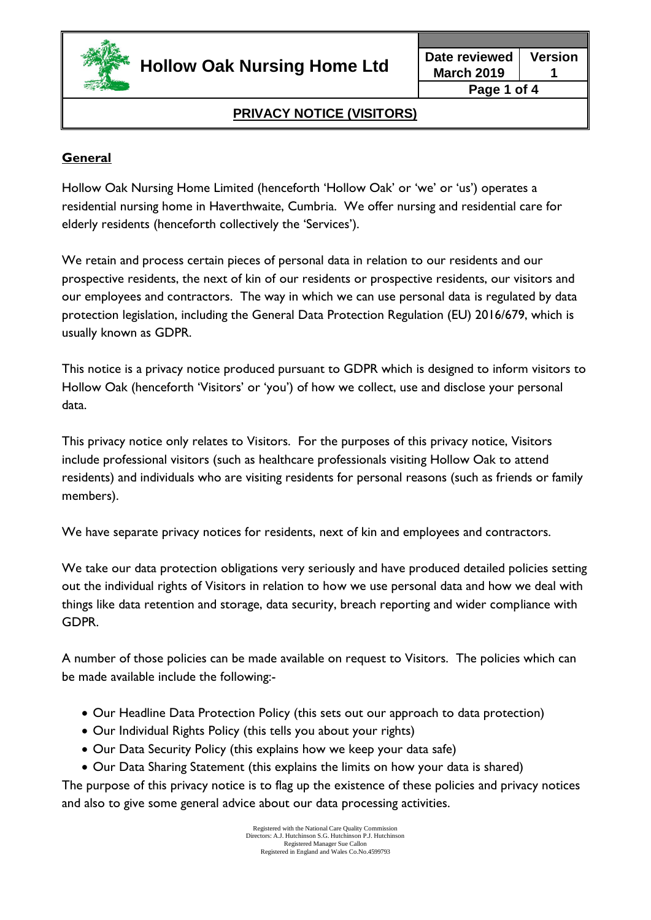# Hollow Oak Nursing Home Ltd

| Date reviewed | Version |
| --- | --- |
| March 2019 | 1 |

## PRIVACY NOTICE (VISITORS)

### General

Hollow Oak Nursing Home Limited (henceforth 'Hollow Oak' or 'we' or 'us') operates a residential nursing home in Haverthwaite, Cumbria. We offer nursing and residential care for elderly residents (henceforth collectively the 'Services').

We retain and process certain pieces of personal data in relation to our residents and our prospective residents, the next of kin of our residents or prospective residents, our visitors and our employees and contractors. The way in which we can use personal data is regulated by data protection legislation, including the General Data Protection Regulation (EU) 2016/679, which is usually known as GDPR.

This notice is a privacy notice produced pursuant to GDPR which is designed to inform visitors to Hollow Oak (henceforth 'Visitors' or 'you') of how we collect, use and disclose your personal data.

This privacy notice only relates to Visitors. For the purposes of this privacy notice, Visitors include professional visitors (such as healthcare professionals visiting Hollow Oak to attend residents) and individuals who are visiting residents for personal reasons (such as friends or family members).

We have separate privacy notices for residents, next of kin and employees and contractors.

We take our data protection obligations very seriously and have produced detailed policies setting out the individual rights of Visitors in relation to how we use personal data and how we deal with things like data retention and storage, data security, breach reporting and wider compliance with GDPR.

A number of those policies can be made available on request to Visitors. The policies which can be made available include the following:-

- Our Headline Data Protection Policy (this sets out our approach to data protection)
- Our Individual Rights Policy (this tells you about your rights)
- Our Data Security Policy (this explains how we keep your data safe)
- Our Data Sharing Statement (this explains the limits on how your data is shared)

The purpose of this privacy notice is to flag up the existence of these policies and privacy notices and also to give some general advice about our data processing activities.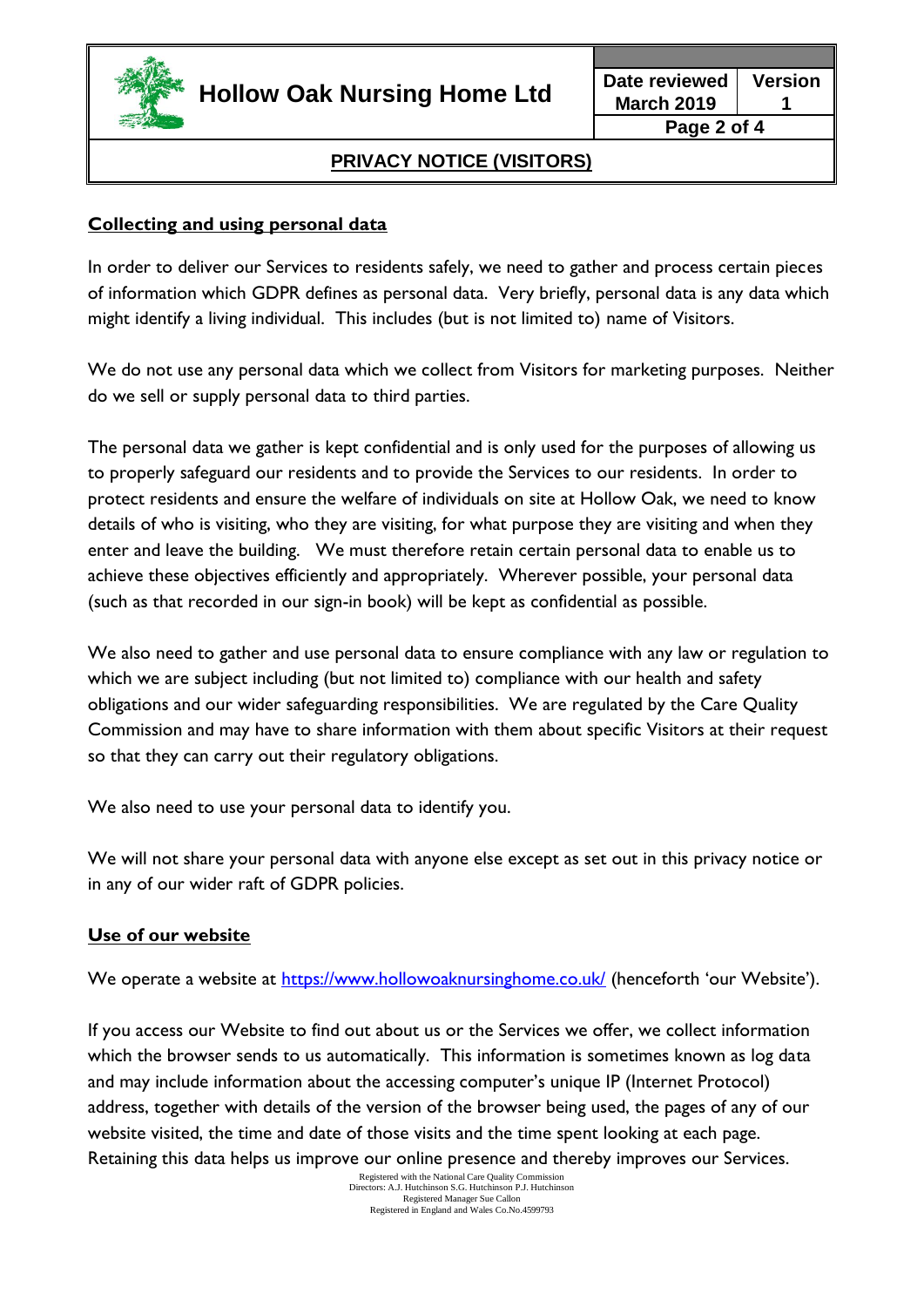## Collecting and using personal data

In order to deliver our Services to residents safely, we need to gather and process certain pieces of information which GDPR defines as personal data. Very briefly, personal data is any data which might identify a living individual. This includes (but is not limited to) name of Visitors.

We do not use any personal data which we collect from Visitors for marketing purposes. Neither do we sell or supply personal data to third parties.

The personal data we gather is kept confidential and is only used for the purposes of allowing us to properly safeguard our residents and to provide the Services to our residents. In order to protect residents and ensure the welfare of individuals on site at Hollow Oak, we need to know details of who is visiting, who they are visiting, for what purpose they are visiting and when they enter and leave the building. We must therefore retain certain personal data to enable us to achieve these objectives efficiently and appropriately. Wherever possible, your personal data (such as that recorded in our sign-in book) will be kept as confidential as possible.

We also need to gather and use personal data to ensure compliance with any law or regulation to which we are subject including (but not limited to) compliance with our health and safety obligations and our wider safeguarding responsibilities. We are regulated by the Care Quality Commission and may have to share information with them about specific Visitors at their request so that they can carry out their regulatory obligations.

We also need to use your personal data to identify you.

We will not share your personal data with anyone else except as set out in this privacy notice or in any of our wider raft of GDPR policies.

## Use of our website

We operate a website at https://www.hollowoaknursinghome.co.uk/ (henceforth 'our Website').

If you access our Website to find out about us or the Services we offer, we collect information which the browser sends to us automatically. This information is sometimes known as log data and may include information about the accessing computer's unique IP (Internet Protocol) address, together with details of the version of the browser being used, the pages of any of our website visited, the time and date of those visits and the time spent looking at each page. Retaining this data helps us improve our online presence and thereby improves our Services.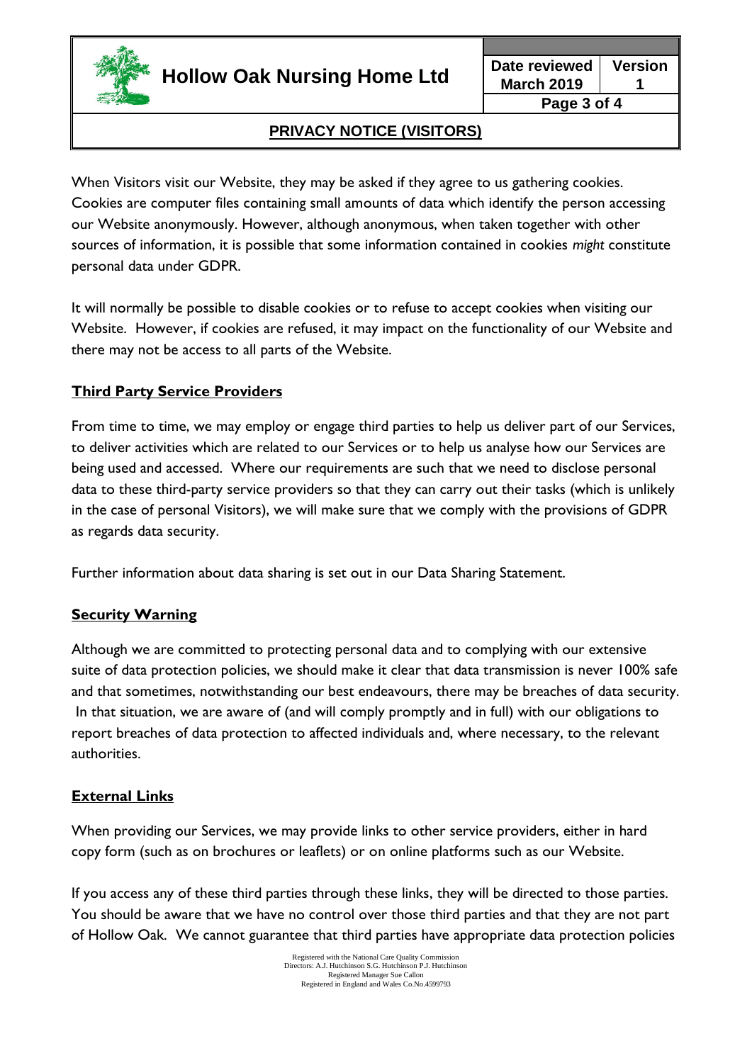When Visitors visit our Website, they may be asked if they agree to us gathering cookies. Cookies are computer files containing small amounts of data which identify the person accessing our Website anonymously. However, although anonymous, when taken together with other sources of information, it is possible that some information contained in cookies *might* constitute personal data under GDPR.

It will normally be possible to disable cookies or to refuse to accept cookies when visiting our Website. However, if cookies are refused, it may impact on the functionality of our Website and there may not be access to all parts of the Website.

## Third Party Service Providers

From time to time, we may employ or engage third parties to help us deliver part of our Services, to deliver activities which are related to our Services or to help us analyse how our Services are being used and accessed. Where our requirements are such that we need to disclose personal data to these third-party service providers so that they can carry out their tasks (which is unlikely in the case of personal Visitors), we will make sure that we comply with the provisions of GDPR as regards data security.

Further information about data sharing is set out in our Data Sharing Statement.

## Security Warning

Although we are committed to protecting personal data and to complying with our extensive suite of data protection policies, we should make it clear that data transmission is never 100% safe and that sometimes, notwithstanding our best endeavours, there may be breaches of data security. In that situation, we are aware of (and will comply promptly and in full) with our obligations to report breaches of data protection to affected individuals and, where necessary, to the relevant authorities.

## External Links

When providing our Services, we may provide links to other service providers, either in hard copy form (such as on brochures or leaflets) or on online platforms such as our Website.

If you access any of these third parties through these links, they will be directed to those parties. You should be aware that we have no control over those third parties and that they are not part of Hollow Oak. We cannot guarantee that third parties have appropriate data protection policies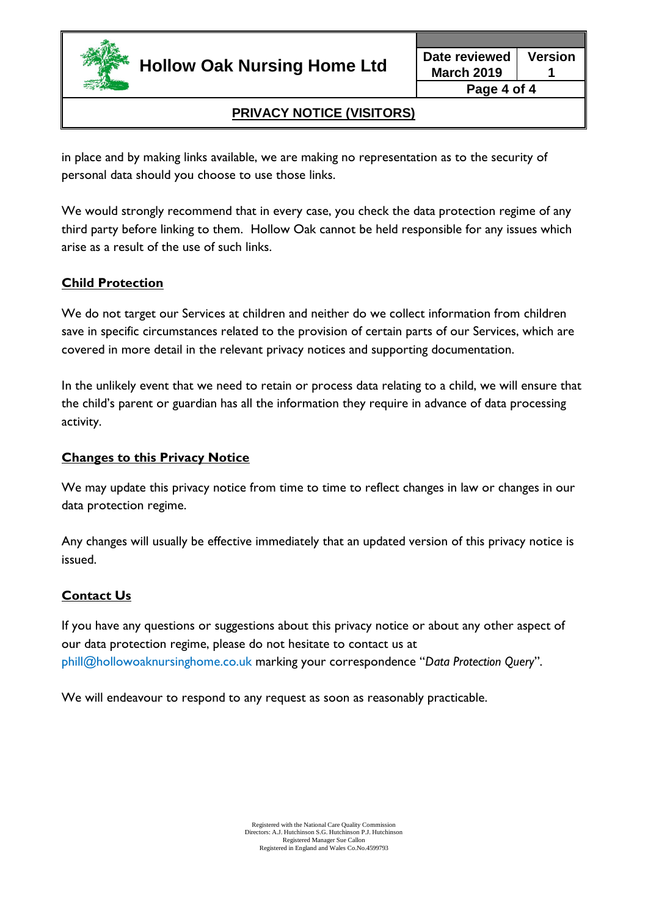in place and by making links available, we are making no representation as to the security of personal data should you choose to use those links.

We would strongly recommend that in every case, you check the data protection regime of any third party before linking to them. Hollow Oak cannot be held responsible for any issues which arise as a result of the use of such links.

## Child Protection

We do not target our Services at children and neither do we collect information from children save in specific circumstances related to the provision of certain parts of our Services, which are covered in more detail in the relevant privacy notices and supporting documentation.

In the unlikely event that we need to retain or process data relating to a child, we will ensure that the child's parent or guardian has all the information they require in advance of data processing activity.

## Changes to this Privacy Notice

We may update this privacy notice from time to time to reflect changes in law or changes in our data protection regime.

Any changes will usually be effective immediately that an updated version of this privacy notice is issued.

## Contact Us

If you have any questions or suggestions about this privacy notice or about any other aspect of our data protection regime, please do not hesitate to contact us at phill@hollowoaknursinghome.co.uk marking your correspondence "*Data Protection Query*".

We will endeavour to respond to any request as soon as reasonably practicable.